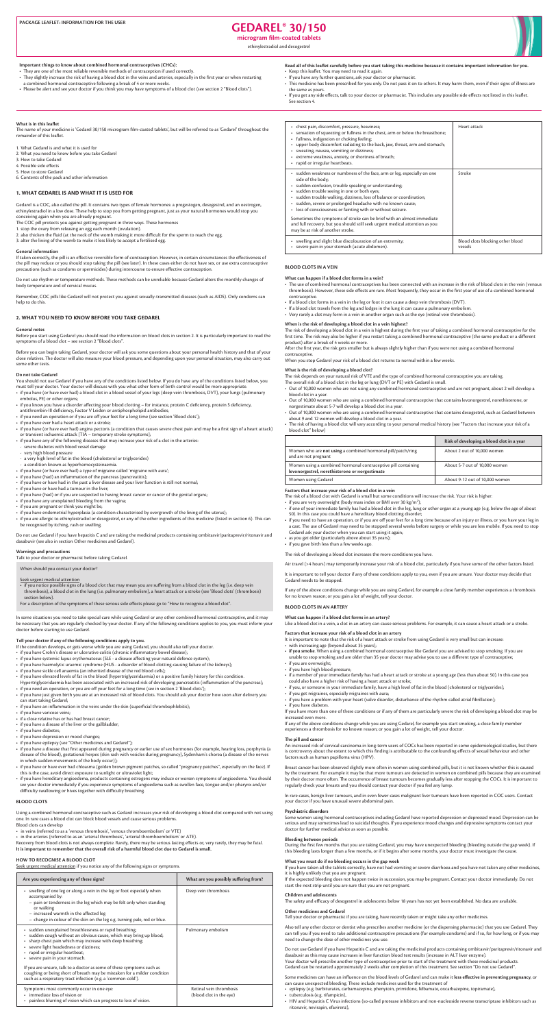PACKAGE LEAFLET: INFORMATION FOR THE USER

# GEDAREL® 30/150

**microgram film-coated tablets**

ethinylestradiol and desogestrel

**Important things to know about combined hormonal contraceptives (CHCs):**

- They are one of the most reliable reversible methods of contraception if used correctly.
- They slightly increase the risk of having a blood clot in the veins and arteries, especially in the first year or when restarting a combined hormonal contraceptive following a break of 4 or more weeks.
- Please be alert and see your doctor if you think you may have symptoms of a blood clot (see section 2 "Blood clots").

**Read all of this leaflet carefully before you start taking this medicine because it contains important information for you.**

- Keep this leaflet. You may need to read it again.
- If you have any further questions, ask your doctor or pharmacist.
- This medicine has been prescribed for you only. Do not pass it on to others. It may harm them, even if their signs of illness are the same as yours.
- If you get any side effects, talk to your doctor or pharmacist. This includes any possible side effects not listed in this leaflet. See section 4.

**What is in this leaflet**

The name of your medicine is 'Gedarel 30/150 microgram film-coated tablets', but will be referred to as 'Gedarel' throughout the remainder of this leaflet.

1. What Gedarel is and what it is used for
2. What you need to know before you take Gedarel
3. How to take Gedarel
4. Possible side effects
5. How to store Gedarel
6. Contents of the pack and other information

## 1. WHAT GEDAREL IS AND WHAT IT IS USED FOR

Gedarel is a COC, also called the pill. It contains two types of female hormones: a progestogen, desogestrel, and an oestrogen, ethinylestradiol in a low dose. These help to stop you from getting pregnant, just as your natural hormones would stop you conceiving again when you are already pregnant.

The COC pill protects you against getting pregnant in three ways. These hormones

1. stop the ovary from releasing an egg each month (ovulation).
2. also thicken the fluid (at the neck of the womb making it more difficult for the sperm to reach the egg.
3. alter the lining of the womb to make it less likely to accept a fertilised egg.

**General information**

If taken correctly, the pill is an effective reversible form of contraception. However, in certain circumstances the effectiveness of the pill may reduce or you should stop taking the pill (see later). In these cases either do not have sex, or use extra contraceptive precautions (such as condoms or spermicides) during intercourse to ensure effective contraception.

Do not use rhythm or temperature methods. These methods can be unreliable because Gedarel alters the monthly changes of body temperature and of cervical mucus.

Remember, COC pills like Gedarel will not protect you against sexually-transmitted diseases (such as AIDS). Only condoms can help to do this.

## 2. WHAT YOU NEED TO KNOW BEFORE YOU TAKE GEDAREL

**General notes**

Before you start using Gedarel you should read the information on blood clots in section 2. It is particularly important to read the symptoms of a blood clot – see section 2 "Blood clots".

Before you can begin taking Gedarel, your doctor will ask you some questions about your personal health history and that of your close relatives. The doctor will also measure your blood pressure, and depending upon your personal situation, may also carry out some other tests.

**Do not take Gedarel**

You should not use Gedarel if you have any of the conditions listed below. If you do have any of the conditions listed below, you must tell your doctor. Your doctor will discuss with you what other form of birth control would be more appropriate.

- if you have (or have ever had) a blood clot in a blood vessel of your legs (deep vein thrombosis, DVT), your lungs (pulmonary embolus, PE) or other organs;
- if you know you have a disorder affecting your blood clotting – for instance, protein C deficiency, protein S deficiency, antithrombin-III deficiency, Factor V Leiden or antiphospholipid antibodies;
- if you need an operation or if you are off your feet for a long time (see section 'Blood clots');
- if you have ever had a heart attack or a stroke;
- if you have (or have ever had) angina pectoris (a condition that causes severe chest pain and may be a first sign of a heart attack) or transient ischaemic attack [TIA – temporary stroke symptoms];
- if you have any of the following diseases that may increase your risk of a clot in the arteries:
  - severe diabetes with blood vessel damage
  - very high blood pressure
  - a very high level of fat in the blood (cholesterol or triglycerides)
  - a condition known as hyperhomocysteinaemia.
- if you have (or have ever had) a type of migraine called 'migraine with aura';
- if you have (had) an inflammation of the pancreas (pancreatitis);
- if you have or have had in the past a liver disease and your liver function is still not normal;
- if you have or have had a tumour in the liver;
- if you have (had) or if you are suspected to having breast cancer or cancer of the genital organs;
- if you have any unexplained bleeding from the vagina;
- if you are pregnant or think you might be;
- if you have endometrial hyperplasia (a condition characterised by overgrowth of the lining of the uterus);
- if you are allergic to ethinylestradiol or desogestrel, or any of the other ingredients of this medicine (listed in section 6). This can be recognised by itching, rash or swelling.

Do not use Gedarel if you have Hepatitis C and are taking the medicinal products containing ombitasvir/paritaprevir/ritonavir and dasabuvir (see also in section Other medicines and Gedarel).

**Warnings and precautions**

Talk to your doctor or pharmacist before taking Gedarel.

When should you contact your doctor?

Seek urgent medical attention

- if you notice possible signs of a blood clot that may mean you are suffering from a blood clot in the leg (i.e. deep vein thrombosis), a blood clot in the lung (i.e. pulmonary embolism), a heart attack or a stroke (see 'Blood clots' (thrombosis) section below).

For a description of the symptoms of these serious side effects please go to "How to recognise a blood clot".

In some situations you need to take special care while using Gedarel or any other combined hormonal contraceptive, and it may be necessary that you are regularly checked by your doctor. If any of the following conditions applies to you, you must inform your doctor before starting to use Gedarel.

**Tell your doctor if any of the following conditions apply to you.**

If the condition develops, or gets worse while you are using Gedarel, you should also tell your doctor.

- if you have Crohn's disease or ulcerative colitis (chronic inflammatory bowel disease);
- if you have systemic lupus erythematosus (SLE - a disease affecting your natural defence system);
- if you have haemolytic uraemic syndrome (HUS - a disorder of blood clotting causing failure of the kidneys);
- if you have sickle cell anaemia (an inherited disease of the red blood cells);
- if you have elevated levels of fat in the blood (hypertriglyceridaemia) or a positive family history for this condition. Hypertriglyceridaemia has been associated with an increased risk of developing pancreatitis (inflammation of the pancreas);
- if you need an operation, or you are off your feet for a long time (see in section 2 'Blood clots');
- if you have just given birth you are at an increased risk of blood clots. You should ask your doctor how soon after delivery you can start taking Gedarel;
- if you have an inflammation in the veins under the skin (superficial thrombophlebitis);
- if you have varicose veins;
- if a close relative has or has had breast cancer;
- if you have a disease of the liver or the gallbladder;
- if you have diabetes;
- if you have depression or mood changes;
- if you have epilepsy (see "Other medicines and Gedarel");
- if you have a disease that first appeared during pregnancy or earlier use of sex hormones (for example, hearing loss, porphyria (a disease of the blood), gestational herpes (skin rash with vesicles during pregnancy), Sydenham's chorea (a disease of the nerves in which sudden movements of the body occur));
- if you have or have ever had chloasma (golden brown pigment patches, so called "pregnancy patches", especially on the face). If this is the case, avoid direct exposure to sunlight or ultraviolet light;
- if you have hereditary angioedema, products containing estrogens may induce or worsen symptoms of angioedema. You should see your doctor immediately if you experience symptoms of angioedema such as swollen face, tongue and/or pharynx and/or difficulty swallowing or hives together with difficulty breathing.

**BLOOD CLOTS**

Using a combined hormonal contraceptive such as Gedarel increases your risk of developing a blood clot compared with not using one. In rare cases a blood clot can block blood vessels and cause serious problems.

Blood clots can develop

- in veins (referred to as a 'venous thrombosis', 'venous thromboembolism' or VTE)
- in the arteries (referred to as an 'arterial thrombosis', 'arterial thromboembolism' or ATE).

Recovery from blood clots is not always complete. Rarely, there may be serious lasting effects or, very rarely, they may be fatal.
**It is important to remember that the overall risk of a harmful blood clot due to Gedarel is small.**

**HOW TO RECOGNISE A BLOOD CLOT**

Seek urgent medical attention if you notice any of the following signs or symptoms.

| Are you experiencing any of these signs? | What are you possibly suffering from? |
|---|---|
| • swelling of one leg or along a vein in the leg or foot especially when accompanied by:<br>– pain or tenderness in the leg which may be felt only when standing or walking<br>– increased warmth in the affected leg<br>– change in colour of the skin on the leg e.g. turning pale, red or blue. | Deep vein thrombosis |
| • sudden unexplained breathlessness or rapid breathing;<br>• sudden cough without an obvious cause, which may bring up blood;<br>• sharp chest pain which may increase with deep breathing;<br>• severe light headedness or dizziness;<br>• rapid or irregular heartbeat;<br>• severe pain in your stomach.<br><br>If you are unsure, talk to a doctor as some of these symptoms such as coughing or being short of breath may be mistaken for a milder condition such as a respiratory tract infection (e.g. a 'common cold'). | Pulmonary embolism |
| Symptoms most commonly occur in one eye:<br>• immediate loss of vision or<br>• painless blurring of vision which can progress to loss of vision. | Retinal vein thrombosis (blood clot in the eye) |
| • chest pain, discomfort, pressure, heaviness;<br>• sensation of squeezing or fullness in the chest, arm or below the breastbone;<br>• fullness, indigestion or choking feeling;<br>• upper body discomfort radiating to the back, jaw, throat, arm and stomach;<br>• sweating, nausea, vomiting or dizziness;<br>• extreme weakness, anxiety, or shortness of breath;<br>• rapid or irregular heartbeats. | Heart attack |
| • sudden weakness or numbness of the face, arm or leg, especially on one side of the body;<br>• sudden confusion, trouble speaking or understanding;<br>• sudden trouble seeing in one or both eyes;<br>• sudden trouble walking, dizziness, loss of balance or coordination;<br>• sudden, severe or prolonged headache with no known cause;<br>• loss of consciousness or fainting with or without seizure.<br><br>Sometimes the symptoms of stroke can be brief with an almost immediate and full recovery, but you should still seek urgent medical attention as you may be at risk of another stroke. | Stroke |
| • swelling and slight blue discolouration of an extremity;<br>• severe pain in your stomach (acute abdomen). | Blood clots blocking other blood vessels |

**BLOOD CLOTS IN A VEIN**

**What can happen if a blood clot forms in a vein?**

- The use of combined hormonal contraceptives has been connected with an increase in the risk of blood clots in the vein (venous thrombosis). However, these side effects are rare. Most frequently, they occur in the first year of use of a combined hormonal contraceptive.
- If a blood clot forms in a vein in the leg or foot it can cause a deep vein thrombosis (DVT).
- If a blood clot travels from the leg and lodges in the lung it can cause a pulmonary embolism.
- Very rarely a clot may form in a vein in another organ such as the eye (retinal vein thrombosis).

**When is the risk of developing a blood clot in a vein highest?**

The risk of developing a blood clot in a vein is highest during the first year of taking a combined hormonal contraceptive for the first time. The risk may also be higher if you restart taking a combined hormonal contraceptive (the same product or a different product) after a break of 4 weeks or more.

After the first year, the risk gets smaller but is always slightly higher than if you were not using a combined hormonal contraceptive.

When you stop Gedarel your risk of a blood clot returns to normal within a few weeks.

**What is the risk of developing a blood clot?**

The risk depends on your natural risk of VTE and the type of combined hormonal contraceptive you are taking.

The overall risk of a blood clot in the leg or lung (DVT or PE) with Gedarel is small.

- Out of 10,000 women who are not using any combined hormonal contraceptive and are not pregnant, about 2 will develop a blood clot in a year.
- Out of 10,000 women who are using a combined hormonal contraceptive that contains levonorgestrel, norethisterone, or norgestimate about 5-7 will develop a blood clot in a year.
- Out of 10,000 women who are using a combined hormonal contraceptive that contains desogestrel, such as Gedarel between about 9 and 12 women will develop a blood clot in a year.
- The risk of having a blood clot will vary according to your personal medical history (see "Factors that increase your risk of a blood clot" below)

| | Risk of developing a blood clot in a year |
|---|---|
| Women who are **not** using a combined hormonal pill/patch/ring and are not pregnant | About 2 out of 10,000 women |
| Women using a combined hormonal contraceptive pill containing levonorgestrel, norethisterone or norgestimate | About 5-7 out of 10,000 women |
| Women using Gedarel | About 9-12 out of 10,000 women |

**Factors that increase your risk of a blood clot in a vein**

The risk of a blood clot with Gedarel is small but some conditions will increase the risk. Your risk is higher:

- if you are very overweight (body mass index or BMI over 30 kg/m$^2$);
- if one of your immediate family has had a blood clot in the leg, lung or other organ at a young age (e.g. below the age of about 50). In this case you could have a hereditary blood clotting disorder;
- if you need to have an operation, or if you are off your feet for a long time because of an injury or illness, or you have your leg in a cast. The use of Gedarel may need to be stopped several weeks before surgery or while you are less mobile. If you need to stop Gedarel ask your doctor when you can start using it again;
- as you get older (particularly above about 35 years);
- if you gave birth less than a few weeks ago.

The risk of developing a blood clot increases the more conditions you have.

Air travel (>4 hours) may temporarily increase your risk of a blood clot, particularly if you have some of the other factors listed.

It is important to tell your doctor if any of these conditions apply to you, even if you are unsure. Your doctor may decide that Gedarel needs to be stopped.

If any of the above conditions change while you are using Gedarel, for example a close family member experiences a thrombosis for no known reason; or you gain a lot of weight, tell your doctor.

**BLOOD CLOTS IN AN ARTERY**

**What can happen if a blood clot forms in an artery?**

Like a blood clot in a vein, a clot in an artery can cause serious problems. For example, it can cause a heart attack or a stroke.

**Factors that increase your risk of a blood clot in an artery**

It is important to note that the risk of a heart attack or stroke from using Gedarel is very small but can increase:

- with increasing age (beyond about 35 years);
- **if you smoke.** When using a combined hormonal contraceptive like Gedarel you are advised to stop smoking. If you are unable to stop smoking and are older than 35 your doctor may advise you to use a different type of contraceptive;
- if you are overweight;
- if you have high blood pressure;
- if a member of your immediate family has had a heart attack or stroke at a young age (less than about 50). In this case you could also have a higher risk of having a heart attack or stroke;
- if you, or someone in your immediate family, have a high level of fat in the blood (cholesterol or triglycerides);
- if you get migraines, especially migraines with aura;
- if you have a problem with your heart (valve disorder, disturbance of the rhythm called atrial fibrillation);
- if you have diabetes.

If you have more than one of these conditions or if any of them are particularly severe the risk of developing a blood clot may be increased even more.

If any of the above conditions change while you are using Gedarel, for example you start smoking, a close family member experiences a thrombosis for no known reason; or you gain a lot of weight, tell your doctor.

**The pill and cancer**

An increased risk of cervical carcinoma in long-term users of COCs has been reported in some epidemiological studies, but there is controversy about the extent to which this finding is attributable to the confounding effects of sexual behaviour and other factors such as human papilloma virus (HPV).

Breast cancer has been observed slightly more often in women using combined pills, but it is not known whether this is caused by the treatment. For example it may be that more tumours are detected in women on combined pills because they are examined by their doctor more often. The occurrence of breast tumours becomes gradually less after stopping the COCs. It is important to regularly check your breasts and you should contact your doctor if you feel any lump.

In rare cases, benign liver tumours, and in even fewer cases malignant liver tumours have been reported in COC users. Contact your doctor if you have unusual severe abdominal pain.

**Psychiatric disorders**

Some women using hormonal contraceptives including Gedarel have reported depression or depressed mood. Depression can be serious and may sometimes lead to suicidal thoughts. If you experience mood changes and depressive symptoms contact your doctor for further medical advice as soon as possible.

**Bleeding between periods**

During the first few months that you are taking Gedarel, you may have unexpected bleeding (bleeding outside the gap week). If this bleeding lasts longer than a few months, or if it begins after some months, your doctor must investigate the cause.

**What you must do if no bleeding occurs in the gap week**

If you have taken all the tablets correctly, have not had vomiting or severe diarrhoea and you have not taken any other medicines, it is highly unlikely that you are pregnant.

If the expected bleeding does not happen twice in succession, you may be pregnant. Contact your doctor immediately. Do not start the next strip until you are sure that you are not pregnant.

**Children and adolescents**

The safety and efficacy of desogestrel in adolescents below 18 years has not yet been established. No data are available.

**Other medicines and Gedarel**

Tell your doctor or pharmacist if you are taking, have recently taken or might take any other medicines.

Also tell any other doctor or dentist who prescribes another medicine (or the dispensing pharmacist) that you use Gedarel. They can tell you if you need to take additional contraceptive precautions (for example condoms) and if so, for how long, or if you may need to change the dose of other medicines you use.

Do not use Gedarel if you have Hepatitis C and are taking the medicinal products containing ombitasvir/paritaprevir/ritonavir and dasabuvir as this may cause increases in liver function blood test results (increase in ALT liver enzyme).

Your doctor will prescribe another type of contraceptive prior to start of the treatment with these medicinal products.

Gedarel can be restarted approximately 2 weeks after completion of this treatment. See section "Do not use Gedarel".

Some medicines can have an influence on the blood levels of Gedarel and can make it **less effective in preventing pregnancy**, or can cause unexpected bleeding. These include medicines used for the treatment of

- epilepsy (e.g. barbiturates, carbamazepine, phenytoin, primidone, felbamate, oxcarbazepine, topiramate),
- tuberculosis (e.g. rifampicin),
- HIV and Hepatitis C Virus infections (so-called protease inhibitors and non-nucleoside reverse transcriptase inhibitors such as ritonavir, nevirapin, efavirenz),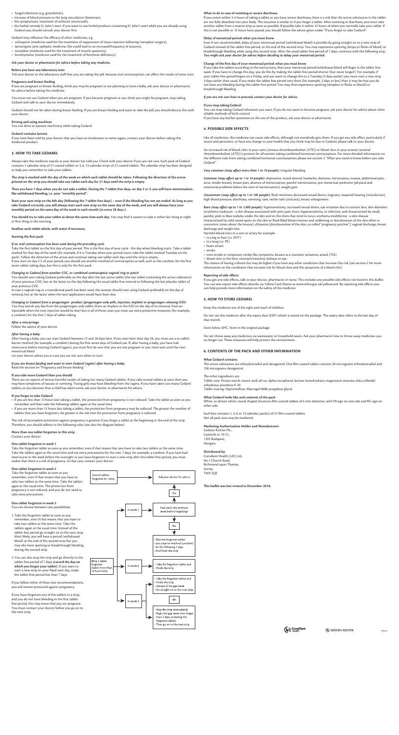- fungal infections (e.g. griseofulvin),
- increase of blood pressure in the lung vasculature (bosentan),
- the symptomatic treatment of arthrosis (etoricoxib),
- the herbal remedy St. John's wort. If you want to use herbal products containing St. John's wort while you are already using Gedarel you should consult your doctor first.

Gedarel may influence the efficacy of other medicines, e.g.

- ciclosporin (medicine used for the treatment of suppression of tissue rejection following transplant surgery),
- lamotrigine (anti-epileptic medicine; this could lead to an increased frequency of seizures),
- tizanidine (medicine used for the treatment of muscle spasticity),
- levothyroxine (medicine used for the treatment of hormone deficiency).

*Ask your doctor or pharmacist for advice before taking any medicine.*

**Before you have any laboratory tests**

Tell your doctor or the laboratory staff that you are taking the pill, because oral contraceptives can affect the results of some tests.

**Pregnancy and breast-feeding**

If you are pregnant or breast-feeding, think you may be pregnant or are planning to have a baby, ask your doctor or pharmacist for advice before taking this medicine.

You must not use Gedarel when you are pregnant. If you become pregnant or you think you might be pregnant, stop taking Gedarel and talk to your doctor immediately.

Gedarel should not be taken during breast-feeding. If you are breast-feeding and want to take the pill, you should discuss this with your doctor.

**Driving and using machines**

You can drive or operate machinery while taking Gedarel.

**Gedarel contains lactose**

If you have been told by your doctor that you have an intolerance to some sugars, contact your doctor before taking this medicinal product.

## 3. HOW TO TAKE GEDAREL

Always take this medicine exactly as your doctor has told you. Check with your doctor if you are not sure. Each pack of Gedarel contains 1 calendar strip of 21 coated tablets or 3, 6, 13 calendar strips of 21 coated tablets. The calendar strip has been designed to help you remember to take your tablets.

**The strip is marked with the day of the week on which each tablet should be taken. Following the direction of the arrow printed on the strip you should take one tablet each day for 21 days until the strip is empty.**

**Then you have 7 days when you do not take a tablet. During the 7 tablet-free days, on day 2 or 3, you will have menstruation-like withdrawal bleeding, i.e. your "monthly period".**

**Start your next strip on the 8th day (following the 7 tablet-free days) – even if the bleeding has not yet ended. As long as you take Gedarel correctly, you will always start each new strip on the same day of the week, and you will always have your monthly period on the same day of the week in each month (in every 28 days ).**

**You should try to take your tablet at about the same time each day**. You may find it easiest to take it either last thing at night or first thing in the morning.

**Swallow each tablet whole, with water if necessary.**

**Starting the first pack**

***If no oral contraception has been used during the preceding cycle***

Take the first tablet on the first day of your period. This is the first day of your cycle - the day when bleeding starts. Take a tablet marked for that day of the week (for example, if it is Tuesday when your period starts, take the tablet marked Tuesday on the pack). Follow the direction of the arrow and continue taking one tablet each day until the strip is empty.

If you start on day 2-5 of your period, you should use another method of contraception as well, such as the condom, for the first seven tablet-taking days, but this is only for the first pack.

***Changing to Gedarel from another COC, or combined contraceptive vaginal ring or patch***

You should start taking Gedarel preferably on the day after the last active tablet (the last tablet containing the active substance) of your previous COC, but at the latest on the day following the usual tablet-free interval or following the last placebo tablet of your previous COC.

In case a vaginal ring or a transdermal patch has been used, the woman should start using Gedarel preferably on the day of removal, but at the latest when the next application would have been due.

***Changing to Gedarel from a progestogen- product (progestogen-only-pills, injection, implant or progestogen releasing IUD)***

You may switch any day from the progestogen-only tablet (from an implant or the IUD on the day of its removal, from an injectable when the next injection would be due) but in all of these cases you must use extra protective measures (for example, a condom) for the first 7 days of tablet-taking.

***After a miscarriage***

Follow the advice of your doctor.

***After having a baby***

After having a baby, you can start Gedarel between 21 and 28 days later. If you start later than day 28, you must use a so-called barrier method (for example, a condom) during the first seven days of Gedarel use. If, after having a baby, you have had intercourse before starting Gedarel (again), you must first be sure that you are not pregnant or you must wait until the next menstrual bleed.

Let your doctor advise you in case you are not sure when to start.

***If you are breast-feeding and want to start Gedarel (again) after having a baby.***

Read the section on "Pregnancy and breast-feeding".

**If you take more Gedarel than you should**

There are no reports of serious harmful results of taking too many Gedarel tablets. If you take several tablets at once then you may have symptoms of nausea or vomiting. Young girls may have bleeding from the vagina. If you have taken too many Gedarel tablets, or you discover that a child has taken some, ask your doctor or pharmacist for advice.

**If you forget to take Gedarel**

- If you are less than 12 hours late taking a tablet, the protection from pregnancy is not reduced. Take the tablet as soon as you remember and then take the following tablets again at the usual time.
- If you are more than 12 hours late taking a tablet, the protection from pregnancy may be reduced. The greater the number of tablets that you have forgotten, the greater is the risk that the protection from pregnancy is reduced.

The risk of incomplete protection against pregnancy is greatest if you forget a tablet at the beginning or the end of the strip. Therefore, you should adhere to the following rules (see also the diagram below):

**More than one tablet forgotten in this strip**

Contact your doctor.

**One tablet forgotten in week 1**

Take the forgotten tablet as soon as you remember, even if that means that you have to take two tablets at the same time. Take the tablets again at the usual time and use extra precautions for the next 7 days, for example, a condom. If you have had intercourse in the week before the oversight or you have forgotten to start a new strip after the tablet-free period, you must realize that there is a risk of pregnancy. In that case, contact your doctor.

**One tablet forgotten in week 2**

Take the forgotten tablet as soon as you remember, even if that means that you have to take two tablets at the same time. Take the tablets again at the usual time. The protection from pregnancy is not reduced, and you do not need to take extra precautions.

**One tablet forgotten in week 3**

You can choose between two possibilities:

1. Take the forgotten tablet as soon as you remember, even if that means that you have to take two tablets at the same time. Take the tablets again at the usual time. Instead of the tablet-free period go straight on to the next strip. Most likely, you will have a period (withdrawal bleed) at the end of the second strip but you may also have spotting or breakthrough bleeding during the second strip.
2. You can also stop the strip and go directly to the tablet-free period of 7 days (**record the day on which you forgot your tablet**). If you want to start a new strip on your fixed start day, make the tablet-free period less than 7 days.

If you follow either of these two recommendations, you will remain protected against pregnancy.

If you have forgotten any of the tablets in a strip, and you do not have bleeding in the first tablet-free period, this may mean that you are pregnant. You must contact your doctor before you go on to the next strip.

Several tablets forgotten in 1 strip

Ask your doctor for advice

Yes

in week 1

Had sex in the previous week before forgetting?

No

- Take the forgotten tablet
- Use a barrier method (condom) for the following 7 days
- And finish the strip

Only 1 tablet forgotten (taken more than 12 hours late)

in week 2

- Take the forgotten tablet and
- Finish the strip

- Take the forgotten tablet and
- Finish the strip
- Instead of the gap week
- Go straight on to the next strip

in week 3

Or

- Stop the strip immediately
- Begin the gap week (not longer than 7 days, including the forgotten tablet)
- Then go on to the next strip

**What to do in case of vomiting or severe diarrhoea**

If you vomit within 3-4 hours of taking a tablet or you have severe diarrhoea, there is a risk that the active substances in the tablet are not fully absorbed into your body. The situation is similar to if you forget a tablet. After vomiting or diarrhoea, you must take another tablet from a reserve strip as soon as possible. If possible take it within 12 hours of when you normally take your tablet. If this is not possible or 12 hours have passed, you should follow the advice given under "If you forget to take Gedarel".

**Delay of menstrual period: what you must know**

Even if not recommended, delay of your menstrual period (withdrawal bleed) is possible by going straight on to a new strip of Gedarel instead of the tablet-free period, to the end of the second strip. You may experience spotting (drops or flecks of blood) or breakthrough bleeding while using this second strip. After the usual tablet-free period of 7 days, continue with the following strip. ***You might ask your doctor for advice before deciding to delay your menstrual period.***

**Change of the first day of your menstrual period: what you must know**

If you take the tablets according to the instructions, then your menstrual period/withdrawal bleed will begin in the tablet-free week. If you have to change this day, you do this by making the tablet-free period shorter (but never longer!). For example, if your tablet-free period begins on a Friday, and you want to change this to a Tuesday (3 days earlier) you must start a new strip 3 days earlier than usual. If you make the tablet-free period very short (for example, 3 days or less) then it may be that you do not have any bleeding during this tablet-free period. You may then experience spotting (droplets or flecks of blood) or breakthrough bleeding.

***If you are not sure how to proceed, contact your doctor for advice.***

**If you stop taking Gedarel**

You can stop taking Gedarel whenever you want. If you do not want to become pregnant, ask your doctor for advice about other reliable methods of birth control.

If you have any further questions on the use of this product, ask your doctor or pharmacist.

## 4. POSSIBLE SIDE EFFECTS

Like all medicines, this medicine can cause side effects, although not everybody gets them. If you get any side effect, particularly if severe and persistent, or have any change to your health that you think may be due to Gedarel, please talk to your doctor.

An increased risk of blood clots in your veins (venous thromboembolism (VTE)) or blood clots in your arteries (arterial thromboembolism (ATE)) is present for all women taking combined hormonal contraceptives. For more detailed information on the different risks from taking combined hormonal contraceptives please see section 2 "What you need to know before you take Gedarel".

***Very common (may affect more than 1 in 10 people):*** irregular bleeding.

***Common (may affect up to 1 in 10 people):*** depression, mood altered, headache, dizziness, nervousness, nausea, abdominal pain, acne, tender breasts, breast pain, absence of menstruation, painful menstruation, pre-menstrual syndrome (physical and emotional problems before the start of menstruation), weight gain.

***Uncommon (may affect up to 1 in 100 people):*** fluid retention, decreased sexual desire, migraine, impaired hearing (otosclerosis), high blood pressure, diarrhoea, vomiting, rash, nettle-rash (urticaria), breast enlargement.

***Rare (may affect up to 1 in 1,000 people):*** hypersensitivity, increased sexual desire, eye irritation due to contact lens, skin disorders (erythema nodosum - a skin disease associated with joint pain, fever, hypersensitivity, or infection, and characterized by small, painful, pink to blue nodules under the skin and on the shins that tend to recur, erythema multiforme - a skin disease characterized by solid raised spots on the skin or fluid-filled blisters lesions and reddening or discoloration of the skin often in concentric zones about the lesions), chloasma (discolouration of the skin, so called "pregnancy patches") vaginal discharge, breast discharge and weight loss.

Harmful blood clots in a vein or artery for example:

- in a leg or foot (i.e. DVT)
- in a lung (i.e. PE)
- heart attack
- stroke
- mini-stroke or temporary stroke-like symptoms, known as a transient ischaemic attack (TIA)
- blood clots in the liver, stomach/intestine, kidneys or eye.

The chance of having a blood clot may be higher if you have any other conditions that increase this risk (see section 2 for more information on the conditions that increase risk for blood clots and the symptoms of a blood clot).

**Reporting of side effects**

If you get any side effects, talk to your doctor, pharmacist or nurse. This includes any possible side effects not listed in this leaflet. You can also report side effects directly via Yellow Card Sheme at www.mhra.gov.uk/yellowcard. By reporting side effects you can help provide more information on the safety of this medicine.

## 5. HOW TO STORE GEDAREL

Keep this medicine out of the sight and reach of children.

Do not use this medicine after the expiry date (EXP.) which is stated on the package. The expiry date refers to the last day of that month.

Store below 30ºC. Store in the original package.

Do not throw away any medicines via wastewater or household waste. Ask your pharmacist how to throw away medicines you no longer use. These measures will help protect the environment.

## 6. CONTENTS OF THE PACK AND OTHER INFORMATION

**What Gedarel contains**

The active substances are ethinylestradiol and desogestrel. One film-coated tablet contains 30 micrograms ethinylestradiol and 150 micrograms desogestrel.

The other ingredients are:

Tablet core: Potato starch; stearic acid; all-rac-alpha-tocopherol; lactose monohydrate; magnesium stearate; silica colloidal anhydrous; povidone K 30.

Tablet coating: Hypromellose; Macrogol 6000; propylene glycol.

**What Gedarel looks like and contents of the pack**

White, or almost white, round shaped, biconvex film-coated tablets of 6 mm diameter, with P8 sign on one side and RG sign on other side.

Each box contains 1, 3, 6 or 13 calendar pack(s) of 21 film-coated tablets.

Not all pack sizes may be marketed.

**Marketing Authorisation Holder and Manufacturer:**

Gedeon Richter Plc.,
Gyömrői út 19-21,
1103 Budapest,
Hungary

**Distributed by:**

Consilient Health (UK) Ltd.,
No.1 Church Road,
Richmond upon Thames,
Surrey,
TW9 2QE

**This leaflet was last revised in December 2018.**

Consilient Health

GEDEON RICHTER

P0912